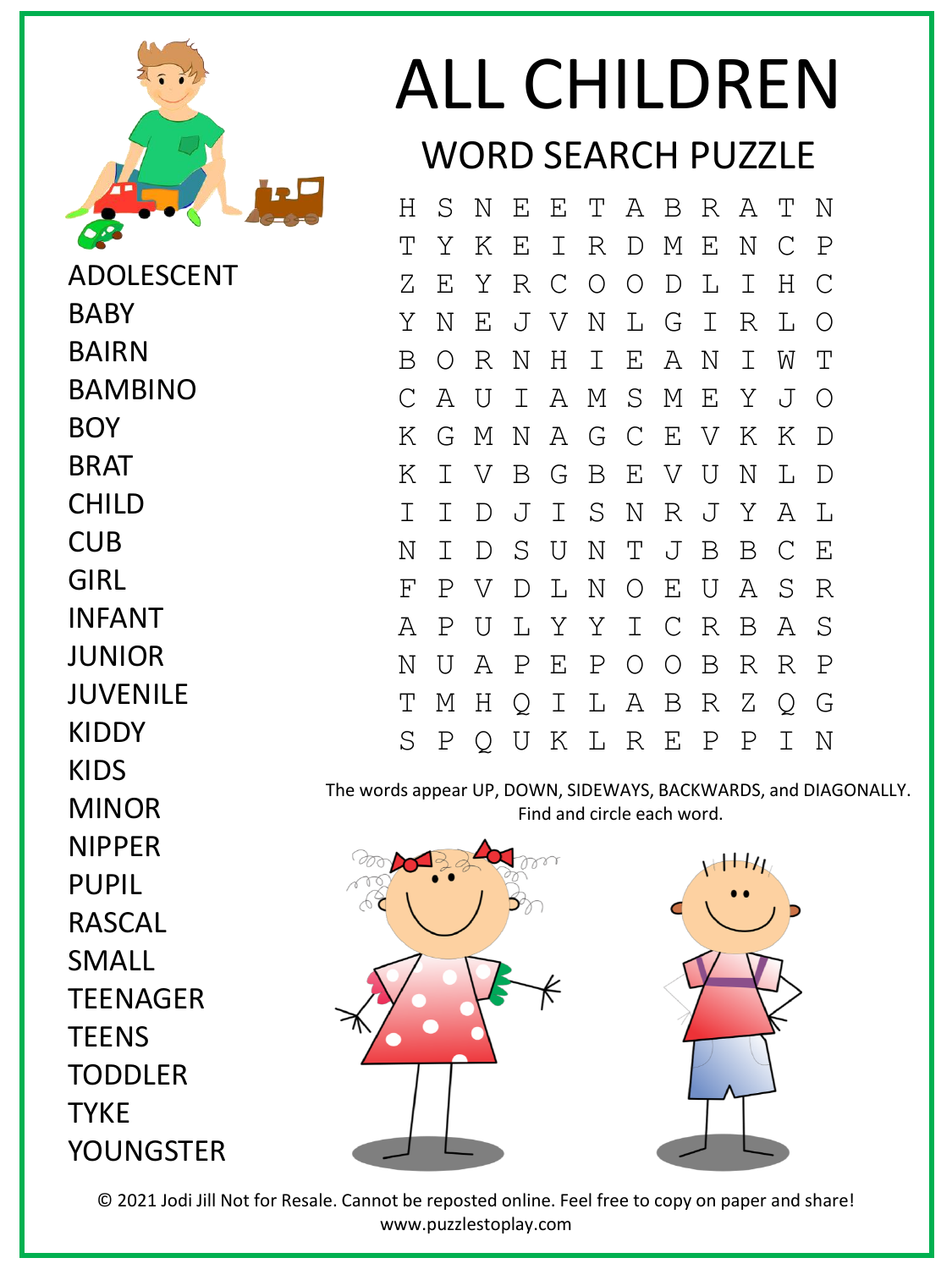# ALL CHILDREN

## WORD SEARCH PUZZLE

```
H S N E E T A B R A T N
T Y K E I R D M E N C P
Z E Y R C O O D L I H C
Y N E J V N L G I R L O
B O R N H I E A N I W T
C A U I A M S M E Y J O
K G M N A G C E V K K D
K I V B G B E V U N L D
I I D J I S N R J Y A L
N I D S U N T J B B C E
F P V D L N O E U A S R
A P U L Y Y I C R B A S
N U A P E P O O B R R P
T M H Q I L A B R Z Q G
S P Q U K L R E P P I N
```

- ADOLESCENT
- BABY
- BAIRN
- BAMBINO
- BOY
- BRAT
- CHILD
- CUB
- GIRL
- INFANT
- JUNIOR
- JUVENILE
- KIDDY
- KIDS
- MINOR
- NIPPER
- PUPIL
- RASCAL
- SMALL
- TEENAGER
- TEENS
- TODDLER
- TYKE
- YOUNGSTER

The words appear UP, DOWN, SIDEWAYS, BACKWARDS, and DIAGONALLY. Find and circle each word.

© 2021 Jodi Jill Not for Resale. Cannot be reposted online. Feel free to copy on paper and share!
www.puzzlestoplay.com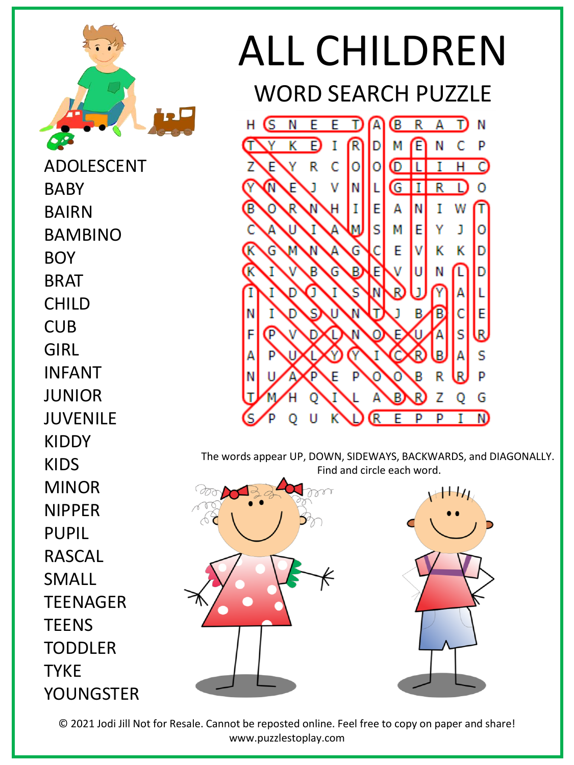# ALL CHILDREN

## WORD SEARCH PUZZLE

ADOLESCENT
BABY
BAIRN
BAMBINO
BOY
BRAT
CHILD
CUB
GIRL
INFANT
JUNIOR
JUVENILE
KIDDY
KIDS
MINOR
NIPPER
PUPIL
RASCAL
SMALL
TEENAGER
TEENS
TODDLER
TYKE
YOUNGSTER

| | | | | | | | | | | | |
|---|---|---|---|---|---|---|---|---|---|---|---|
| H | S | N | E | E | T | A | B | R | A | T | N |
| T | Y | K | E | I | R | D | M | E | N | C | P |
| Z | E | Y | R | C | O | O | D | L | I | H | C |
| Y | N | E | J | V | N | L | G | I | R | L | O |
| B | O | R | N | H | I | E | A | N | I | W | T |
| C | A | U | I | A | M | S | M | E | Y | J | O |
| K | G | M | N | A | G | C | E | V | K | K | D |
| K | I | V | B | G | B | E | V | U | N | L | D |
| I | I | D | J | I | S | N | R | J | Y | A | L |
| N | I | D | S | U | N | T | J | B | B | C | E |
| F | P | V | D | L | N | O | E | U | A | S | R |
| A | P | U | L | Y | Y | I | C | R | B | A | S |
| N | U | A | P | E | P | O | O | B | R | R | P |
| T | M | H | Q | I | L | A | B | R | Z | Q | G |
| S | P | Q | U | K | L | R | E | P | P | I | N |

The words appear UP, DOWN, SIDEWAYS, BACKWARDS, and DIAGONALLY.
Find and circle each word.

© 2021 Jodi Jill Not for Resale. Cannot be reposted online. Feel free to copy on paper and share!
www.puzzlestoplay.com